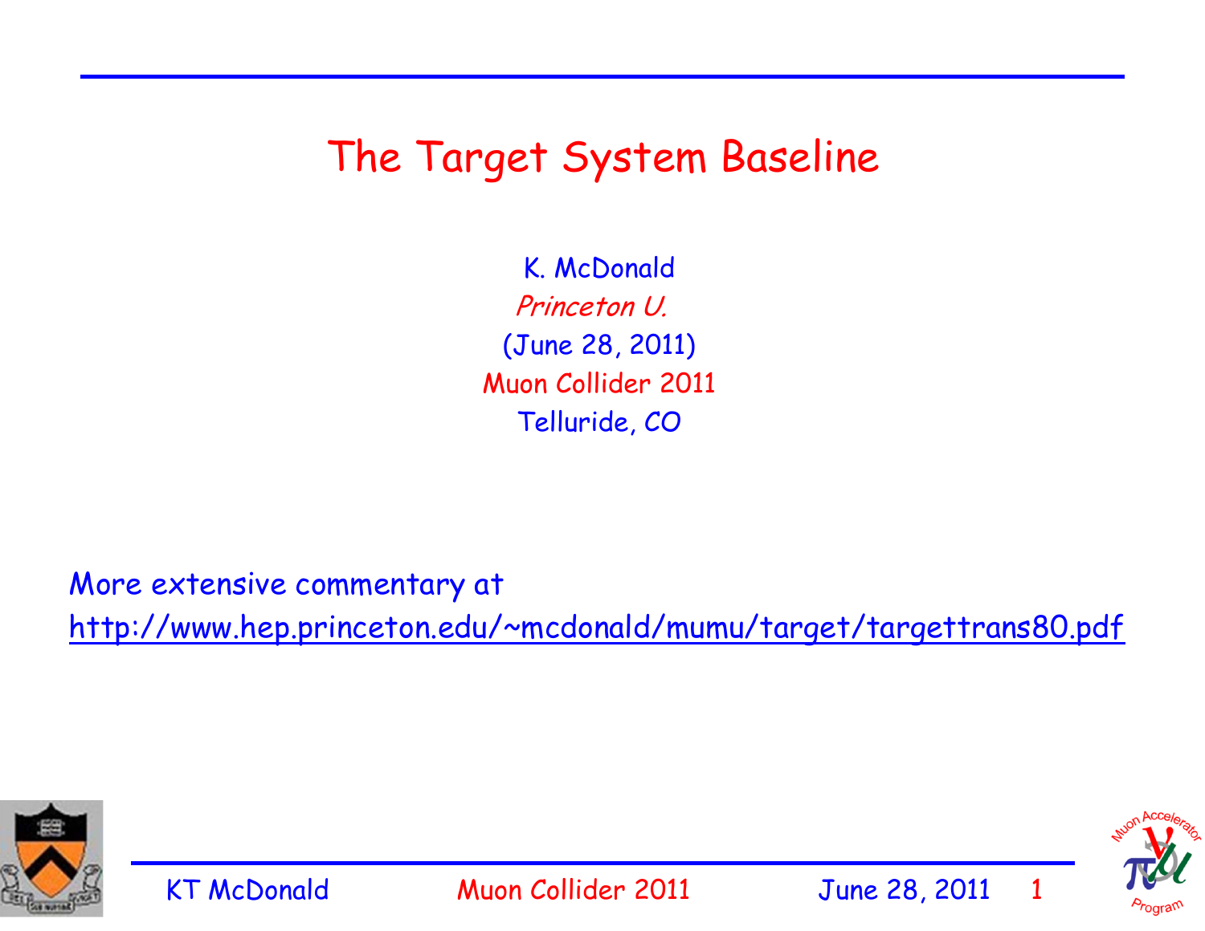# The Target System Baseline

K. McDonald

*Princeton U.*

(June 28, 2011)

Muon Collider 2011

Telluride, CO

More extensive commentary at

http://www.hep.princeton.edu/~mcdonald/mumu/target/targettrans80.pdf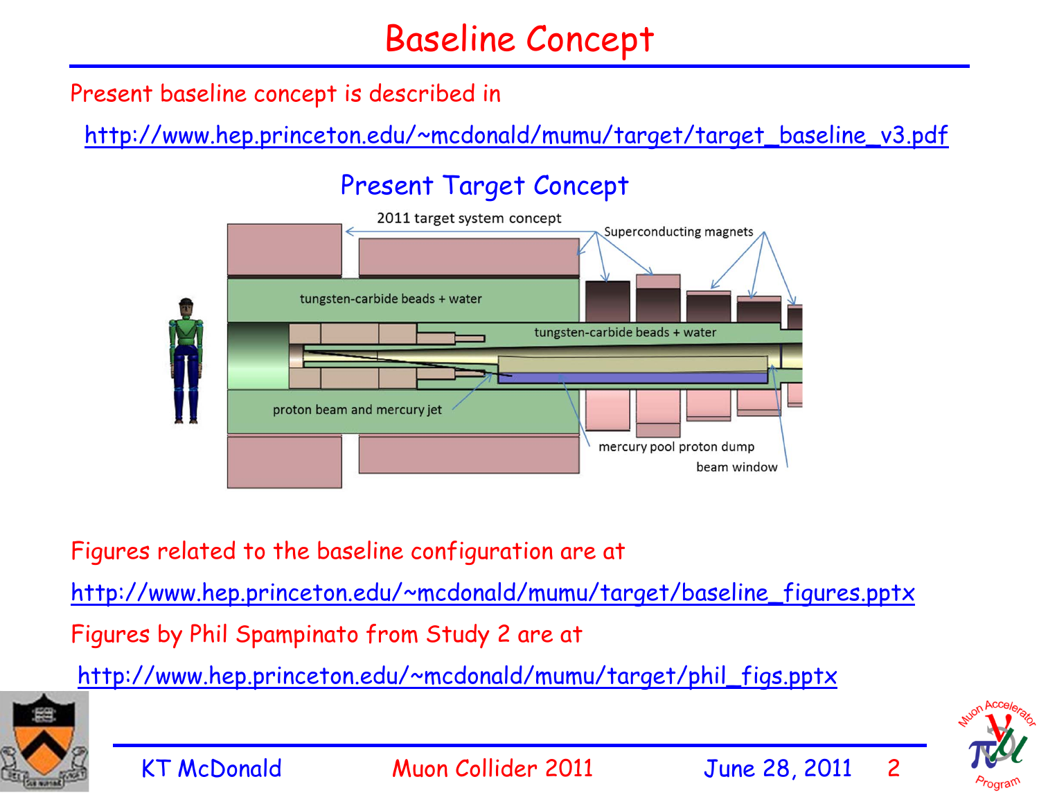# Baseline Concept

Present baseline concept is described in

http://www.hep.princeton.edu/~mcdonald/mumu/target/target_baseline_v3.pdf

## Present Target Concept

2011 target system concept

Superconducting magnets

tungsten-carbide beads + water

tungsten-carbide beads + water

proton beam and mercury jet

mercury pool proton dump

beam window

Figures related to the baseline configuration are at

http://www.hep.princeton.edu/~mcdonald/mumu/target/baseline_figures.pptx

Figures by Phil Spampinato from Study 2 are at

http://www.hep.princeton.edu/~mcdonald/mumu/target/phil_figs.pptx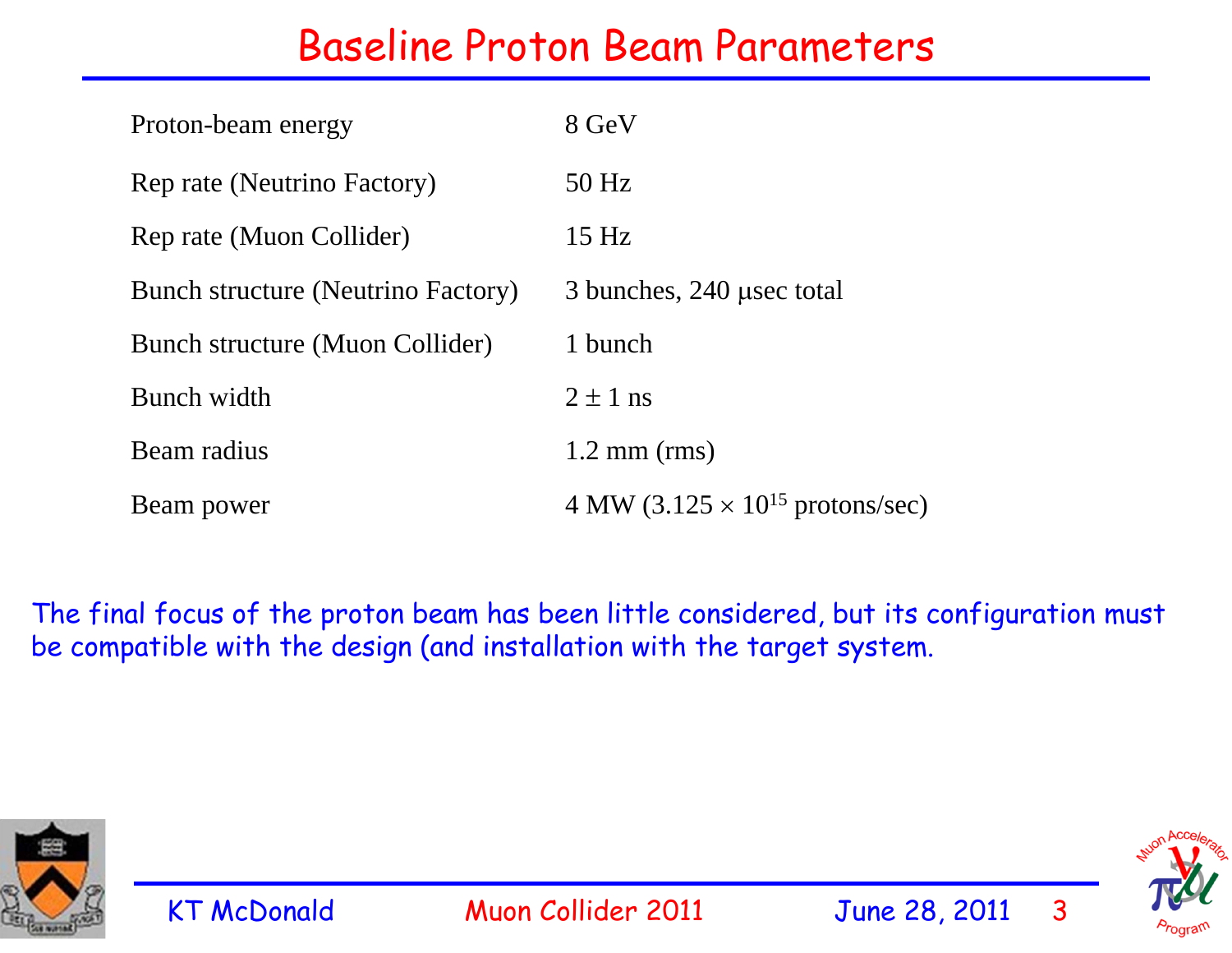# Baseline Proton Beam Parameters

| | |
|---|---|
| Proton-beam energy | 8 GeV |
| Rep rate (Neutrino Factory) | 50 Hz |
| Rep rate (Muon Collider) | 15 Hz |
| Bunch structure (Neutrino Factory) | 3 bunches, 240 $\mu$sec total |
| Bunch structure (Muon Collider) | 1 bunch |
| Bunch width | $2 \pm 1$ ns |
| Beam radius | 1.2 mm (rms) |
| Beam power | 4 MW ($3.125 \times 10^{15}$ protons/sec) |

The final focus of the proton beam has been little considered, but its configuration must be compatible with the design (and installation with the target system.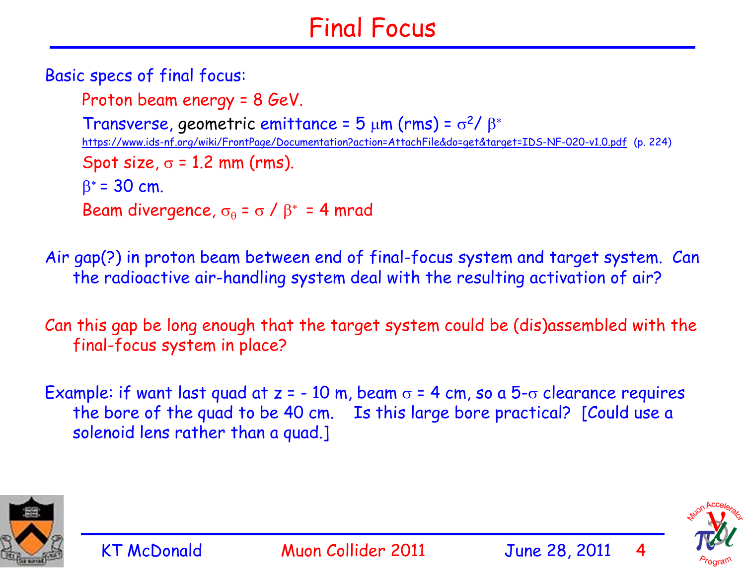# Final Focus

Basic specs of final focus:

- Proton beam energy = 8 GeV.
- Transverse, geometric emittance = 5 $\mu$m (rms) = $\sigma^2/\beta^*$
  https://www.ids-nf.org/wiki/FrontPage/Documentation?action=AttachFile&do=get&target=IDS-NF-020-v1.0.pdf (p. 224)
- Spot size, $\sigma$ = 1.2 mm (rms).
- $\beta^*$ = 30 cm.
- Beam divergence, $\sigma_\theta = \sigma / \beta^*$ = 4 mrad

Air gap(?) in proton beam between end of final-focus system and target system. Can the radioactive air-handling system deal with the resulting activation of air?

Can this gap be long enough that the target system could be (dis)assembled with the final-focus system in place?

Example: if want last quad at z = - 10 m, beam $\sigma$ = 4 cm, so a 5-$\sigma$ clearance requires the bore of the quad to be 40 cm. Is this large bore practical? [Could use a solenoid lens rather than a quad.]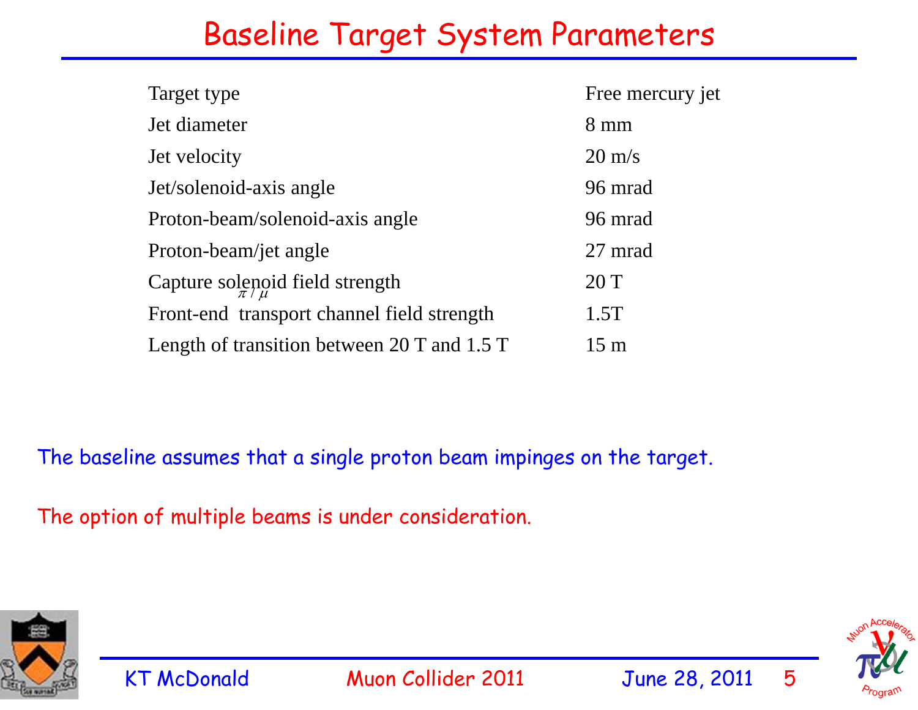# Baseline Target System Parameters

| | |
|---|---|
| Target type | Free mercury jet |
| Jet diameter | 8 mm |
| Jet velocity | 20 m/s |
| Jet/solenoid-axis angle | 96 mrad |
| Proton-beam/solenoid-axis angle | 96 mrad |
| Proton-beam/jet angle | 27 mrad |
| Capture solenoid field strength | 20 T |
| Front-end transport channel field strength | 1.5T |
| Length of transition between 20 T and 1.5 T | 15 m |

The baseline assumes that a single proton beam impinges on the target.

The option of multiple beams is under consideration.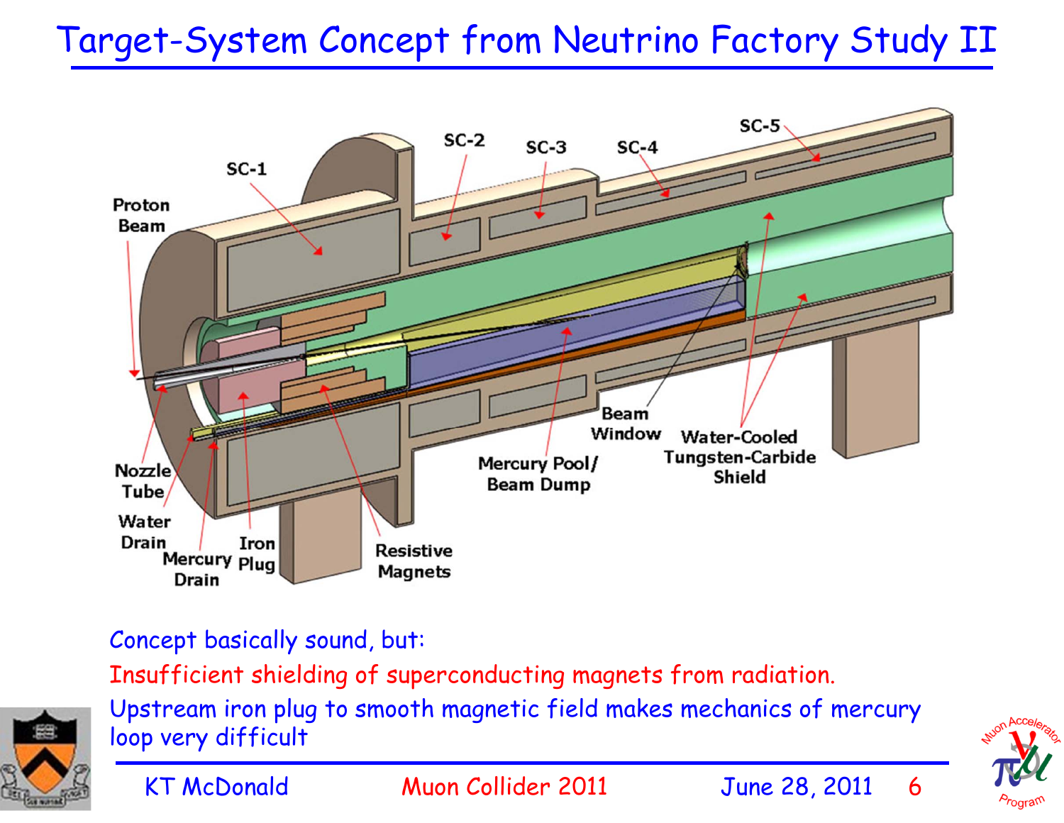# Target-System Concept from Neutrino Factory Study II

Concept basically sound, but:

Insufficient shielding of superconducting magnets from radiation.

Upstream iron plug to smooth magnetic field makes mechanics of mercury loop very difficult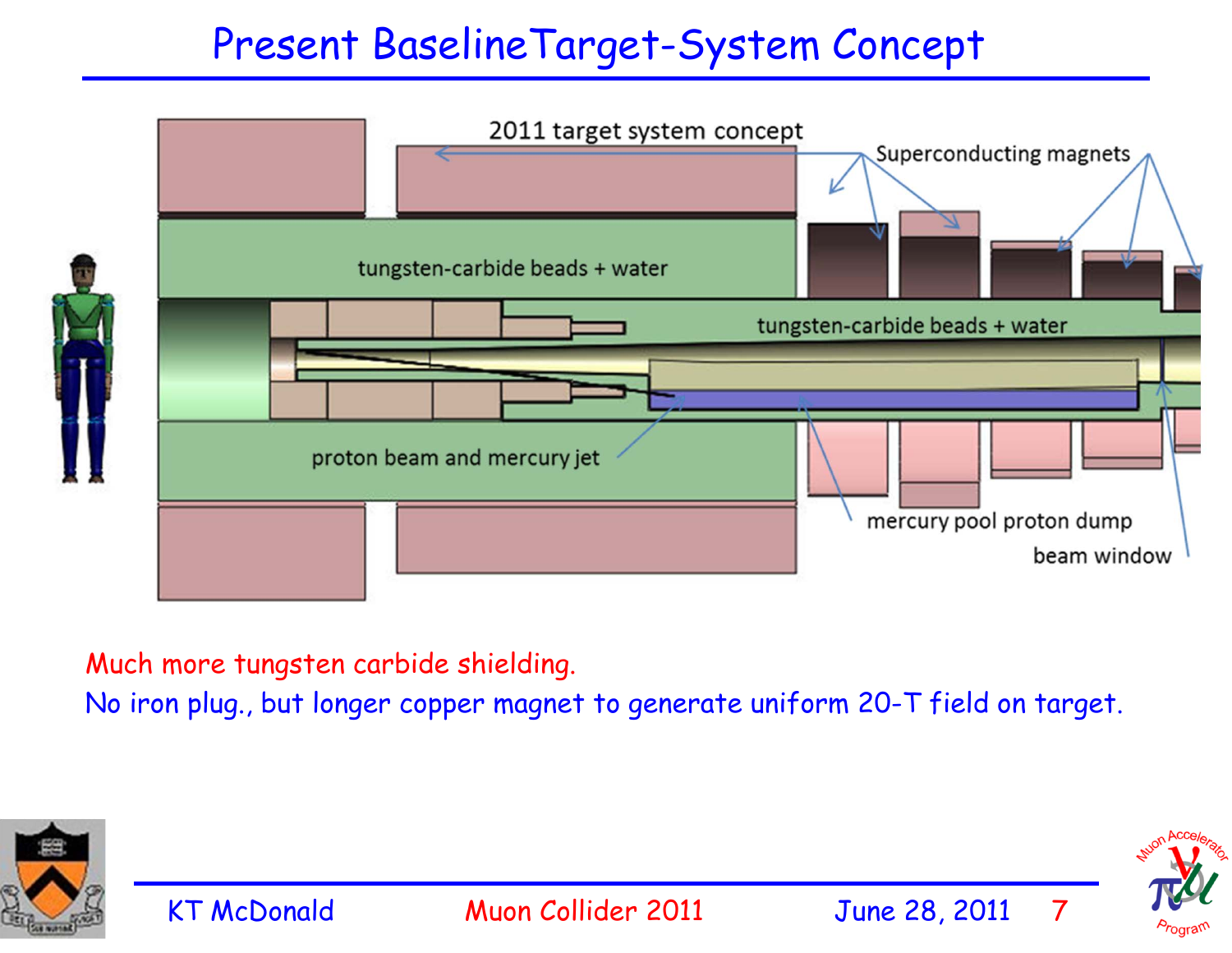# Present BaselineTarget-System Concept

2011 target system concept

Superconducting magnets

tungsten-carbide beads + water

tungsten-carbide beads + water

proton beam and mercury jet

mercury pool proton dump

beam window

Much more tungsten carbide shielding.

No iron plug., but longer copper magnet to generate uniform 20-T field on target.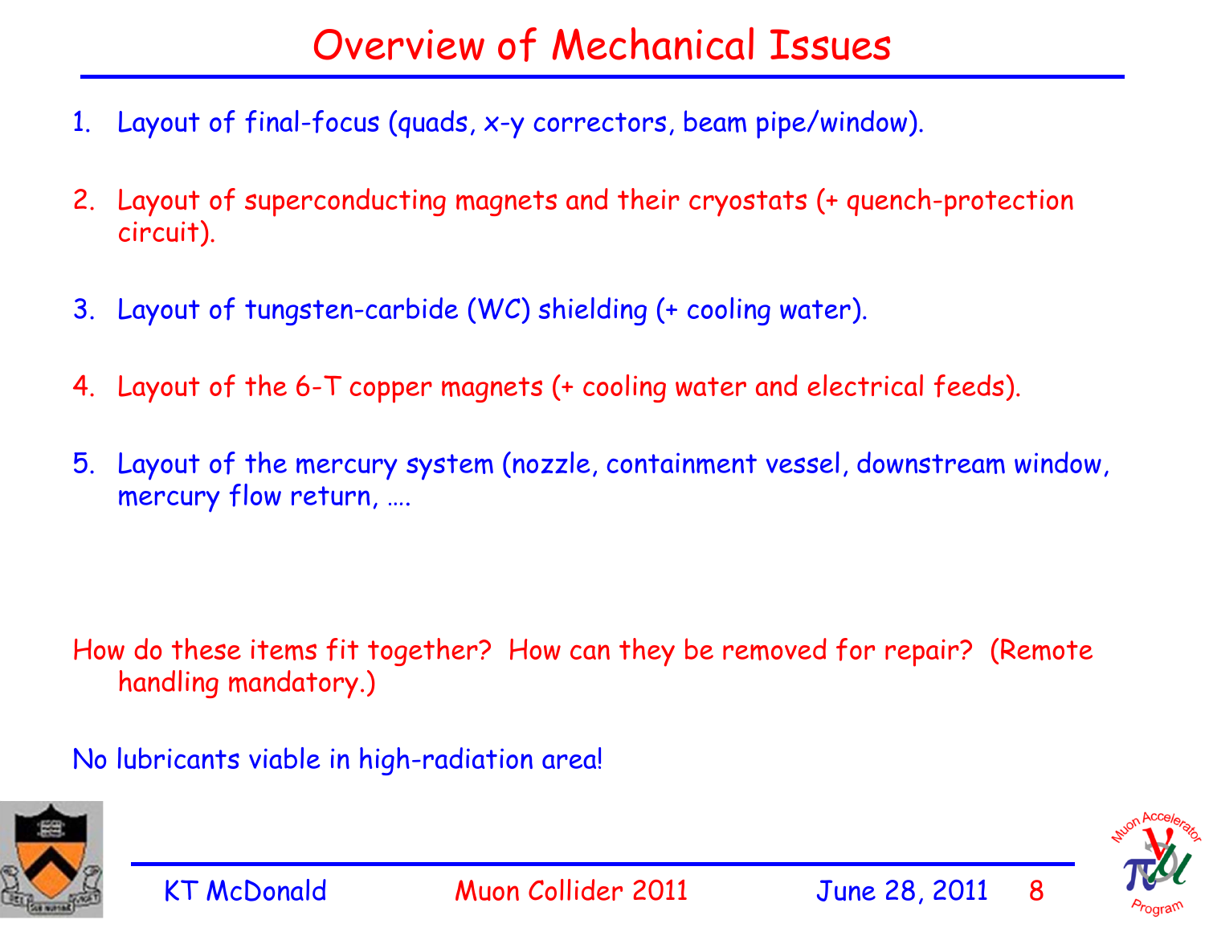# Overview of Mechanical Issues

1. Layout of final-focus (quads, x-y correctors, beam pipe/window).

2. Layout of superconducting magnets and their cryostats (+ quench-protection circuit).

3. Layout of tungsten-carbide (WC) shielding (+ cooling water).

4. Layout of the 6-T copper magnets (+ cooling water and electrical feeds).

5. Layout of the mercury system (nozzle, containment vessel, downstream window, mercury flow return, ….

How do these items fit together? How can they be removed for repair? (Remote handling mandatory.)

No lubricants viable in high-radiation area!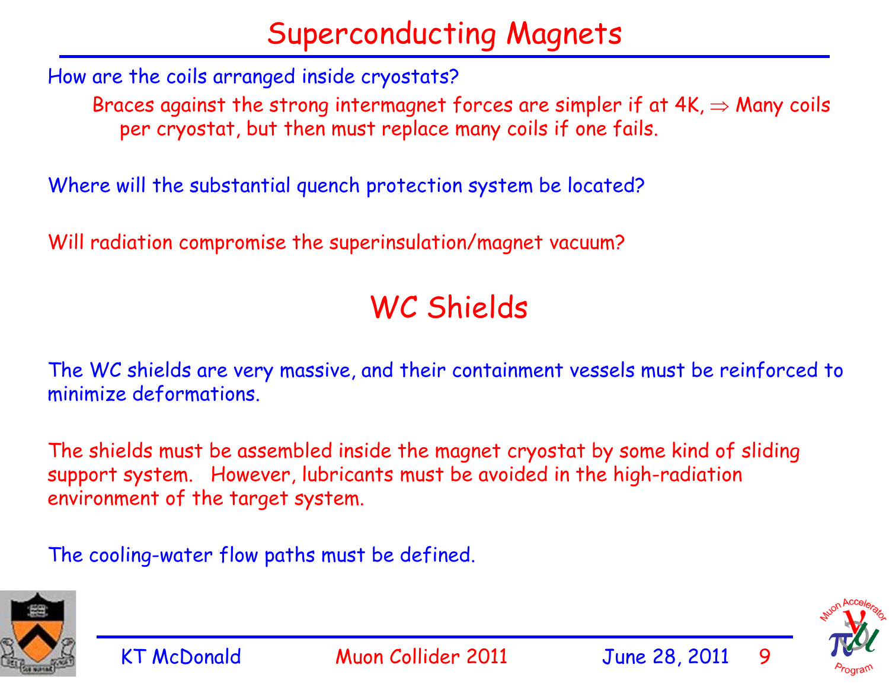# Superconducting Magnets

How are the coils arranged inside cryostats?

Braces against the strong intermagnet forces are simpler if at 4K, $\Rightarrow$ Many coils per cryostat, but then must replace many coils if one fails.

Where will the substantial quench protection system be located?

Will radiation compromise the superinsulation/magnet vacuum?

# WC Shields

The WC shields are very massive, and their containment vessels must be reinforced to minimize deformations.

The shields must be assembled inside the magnet cryostat by some kind of sliding support system. However, lubricants must be avoided in the high-radiation environment of the target system.

The cooling-water flow paths must be defined.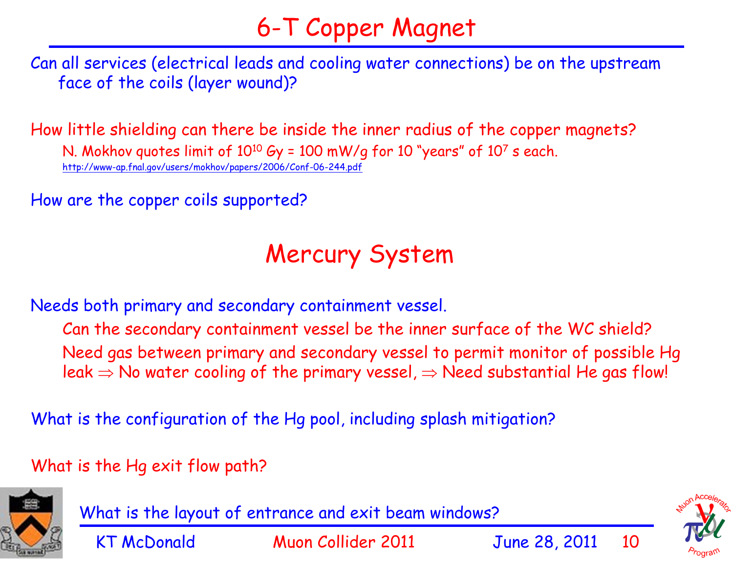# 6-T Copper Magnet

Can all services (electrical leads and cooling water connections) be on the upstream face of the coils (layer wound)?

How little shielding can there be inside the inner radius of the copper magnets?

N. Mokhov quotes limit of $10^{10}$ Gy = 100 mW/g for 10 "years" of $10^7$ s each.

http://www-ap.fnal.gov/users/mokhov/papers/2006/Conf-06-244.pdf

How are the copper coils supported?

# Mercury System

Needs both primary and secondary containment vessel.

Can the secondary containment vessel be the inner surface of the WC shield?

Need gas between primary and secondary vessel to permit monitor of possible Hg leak $\Rightarrow$ No water cooling of the primary vessel, $\Rightarrow$ Need substantial He gas flow!

What is the configuration of the Hg pool, including splash mitigation?

What is the Hg exit flow path?

What is the layout of entrance and exit beam windows?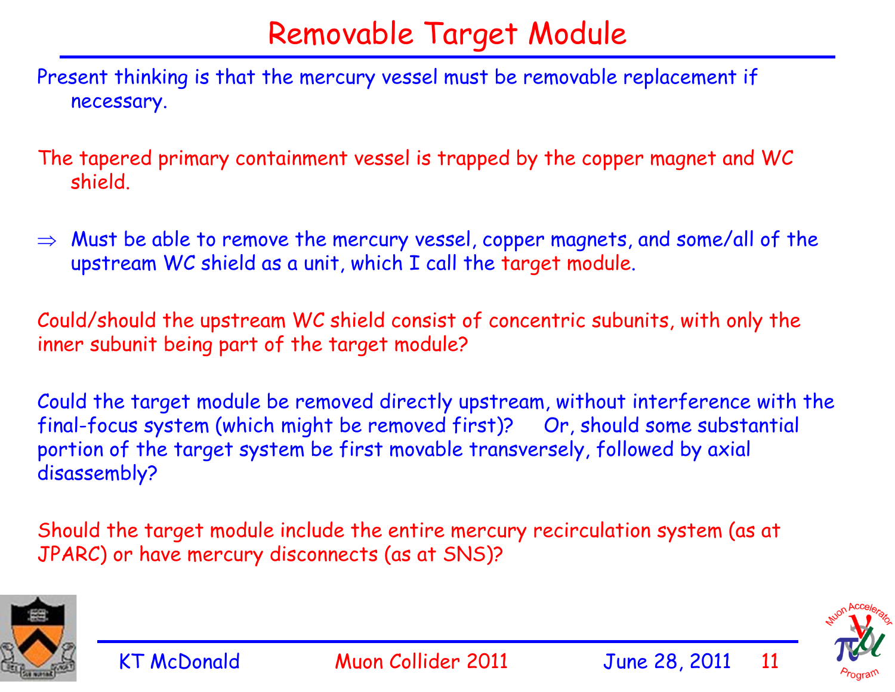# Removable Target Module

Present thinking is that the mercury vessel must be removable replacement if necessary.

The tapered primary containment vessel is trapped by the copper magnet and WC shield.

$\Rightarrow$ Must be able to remove the mercury vessel, copper magnets, and some/all of the upstream WC shield as a unit, which I call the target module.

Could/should the upstream WC shield consist of concentric subunits, with only the inner subunit being part of the target module?

Could the target module be removed directly upstream, without interference with the final-focus system (which might be removed first)? Or, should some substantial portion of the target system be first movable transversely, followed by axial disassembly?

Should the target module include the entire mercury recirculation system (as at JPARC) or have mercury disconnects (as at SNS)?